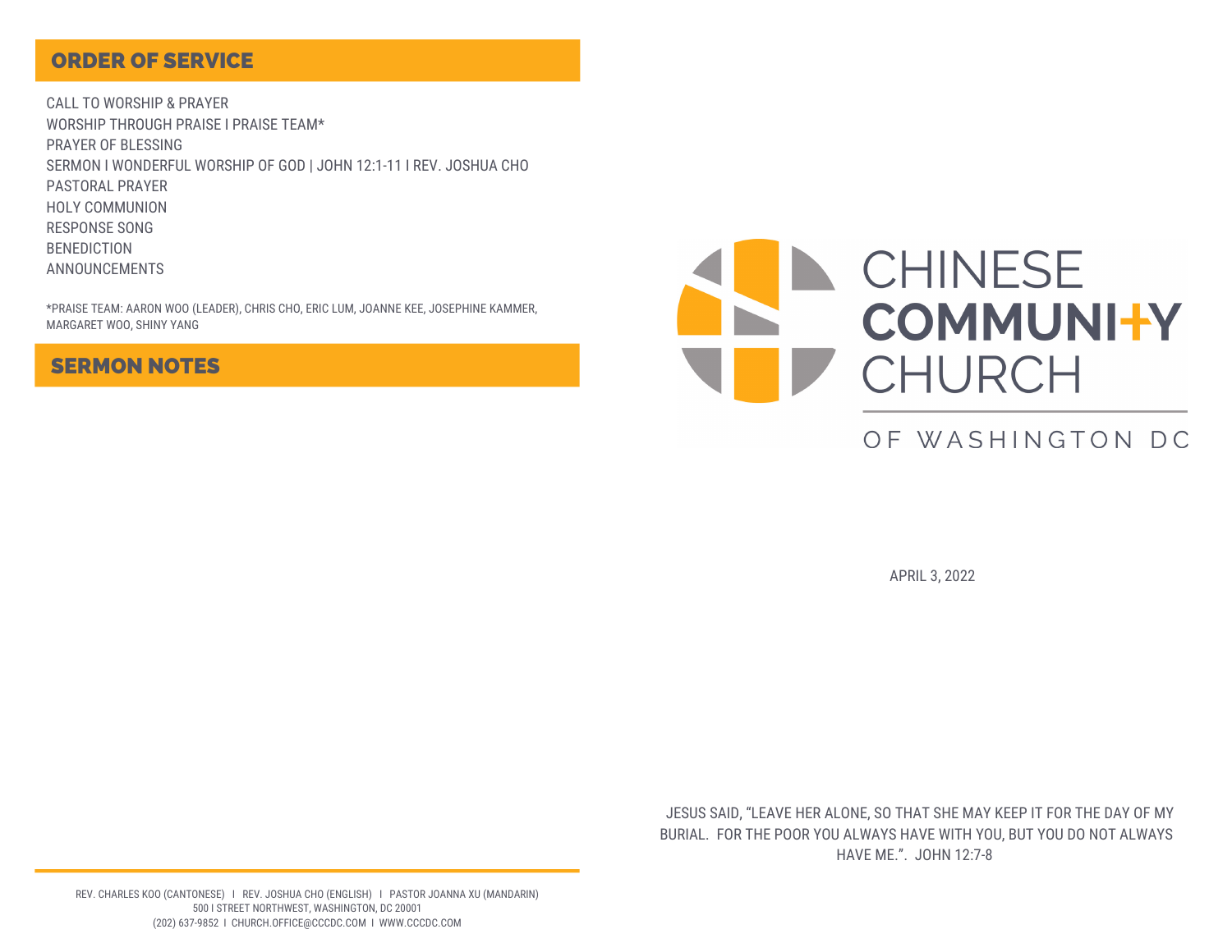## ORDER OF SERVICE

CALL TO WORSHIP & PRAYER
WORSHIP THROUGH PRAISE I PRAISE TEAM*
PRAYER OF BLESSING
SERMON I WONDERFUL WORSHIP OF GOD | JOHN 12:1-11 I REV. JOSHUA CHO
PASTORAL PRAYER
HOLY COMMUNION
RESPONSE SONG
BENEDICTION
ANNOUNCEMENTS

*PRAISE TEAM: AARON WOO (LEADER), CHRIS CHO, ERIC LUM, JOANNE KEE, JOSEPHINE KAMMER, MARGARET WOO, SHINY YANG

## SERMON NOTES

REV. CHARLES KOO (CANTONESE) I REV. JOSHUA CHO (ENGLISH) I PASTOR JOANNA XU (MANDARIN)
500 I STREET NORTHWEST, WASHINGTON, DC 20001
(202) 637-9852 I CHURCH.OFFICE@CCCDC.COM I WWW.CCCDC.COM

# CHINESE COMMUNITY CHURCH

OF WASHINGTON DC

APRIL 3, 2022

JESUS SAID, "LEAVE HER ALONE, SO THAT SHE MAY KEEP IT FOR THE DAY OF MY BURIAL. FOR THE POOR YOU ALWAYS HAVE WITH YOU, BUT YOU DO NOT ALWAYS HAVE ME.". JOHN 12:7-8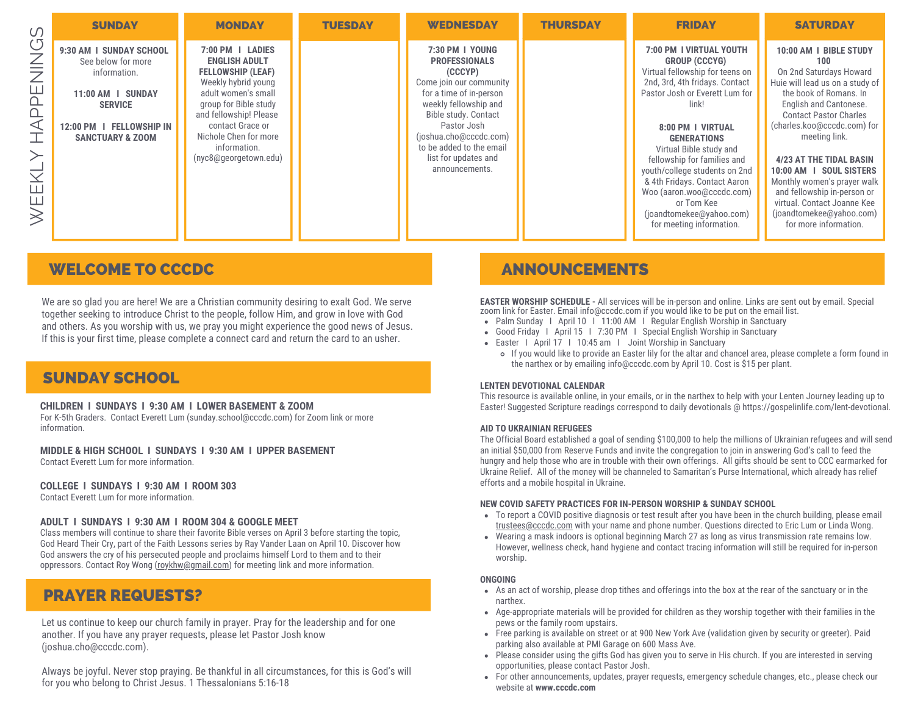# WEEKLY HAPPENINGS

| SUNDAY | MONDAY | TUESDAY | WEDNESDAY | THURSDAY | FRIDAY | SATURDAY |
|---|---|---|---|---|---|---|
| **9:30 AM I SUNDAY SCHOOL** See below for more information. **11:00 AM I SUNDAY SERVICE** **12:00 PM I FELLOWSHIP IN SANCTUARY & ZOOM** | **7:00 PM I LADIES ENGLISH ADULT FELLOWSHIP (LEAF)** Weekly hybrid young adult women's small group for Bible study and fellowship! Please contact Grace or Nichole Chen for more information. (nyc8@georgetown.edu) | | **7:30 PM I YOUNG PROFESSIONALS (CCCYP)** Come join our community for a time of in-person weekly fellowship and Bible study. Contact Pastor Josh (joshua.cho@cccdc.com) to be added to the email list for updates and announcements. | | **7:00 PM I VIRTUAL YOUTH GROUP (CCCYG)** Virtual fellowship for teens on 2nd, 3rd, 4th fridays. Contact Pastor Josh or Everett Lum for link! **8:00 PM I VIRTUAL GENERATIONS** Virtual Bible study and fellowship for families and youth/college students on 2nd & 4th Fridays. Contact Aaron Woo (aaron.woo@cccdc.com) or Tom Kee (joandtomekee@yahoo.com) for meeting information. | **10:00 AM I BIBLE STUDY 100** On 2nd Saturdays Howard Huie will lead us on a study of the book of Romans. In English and Cantonese. Contact Pastor Charles (charles.koo@cccdc.com) for meeting link. **4/23 AT THE TIDAL BASIN 10:00 AM I SOUL SISTERS** Monthly women's prayer walk and fellowship in-person or virtual. Contact Joanne Kee (joandtomekee@yahoo.com) for more information. |

## WELCOME TO CCCDC

We are so glad you are here! We are a Christian community desiring to exalt God. We serve together seeking to introduce Christ to the people, follow Him, and grow in love with God and others. As you worship with us, we pray you might experience the good news of Jesus. If this is your first time, please complete a connect card and return the card to an usher.

## SUNDAY SCHOOL

**CHILDREN I SUNDAYS I 9:30 AM I LOWER BASEMENT & ZOOM**
For K-5th Graders. Contact Everett Lum (sunday.school@cccdc.com) for Zoom link or more information.

**MIDDLE & HIGH SCHOOL I SUNDAYS I 9:30 AM I UPPER BASEMENT**
Contact Everett Lum for more information.

**COLLEGE I SUNDAYS I 9:30 AM I ROOM 303**
Contact Everett Lum for more information.

**ADULT I SUNDAYS I 9:30 AM I ROOM 304 & GOOGLE MEET**
Class members will continue to share their favorite Bible verses on April 3 before starting the topic, God Heard Their Cry, part of the Faith Lessons series by Ray Vander Laan on April 10. Discover how God answers the cry of his persecuted people and proclaims himself Lord to them and to their oppressors. Contact Roy Wong (roykhw@gmail.com) for meeting link and more information.

## PRAYER REQUESTS?

Let us continue to keep our church family in prayer. Pray for the leadership and for one another. If you have any prayer requests, please let Pastor Josh know (joshua.cho@cccdc.com).

Always be joyful. Never stop praying. Be thankful in all circumstances, for this is God's will for you who belong to Christ Jesus. 1 Thessalonians 5:16-18

## ANNOUNCEMENTS

**EASTER WORSHIP SCHEDULE -** All services will be in-person and online. Links are sent out by email. Special zoom link for Easter. Email info@cccdc.com if you would like to be put on the email list.

- Palm Sunday I April 10 I 11:00 AM I Regular English Worship in Sanctuary
- Good Friday I April 15 I 7:30 PM I Special English Worship in Sanctuary
- Easter I April 17 I 10:45 am I Joint Worship in Sanctuary
  - If you would like to provide an Easter lily for the altar and chancel area, please complete a form found in the narthex or by emailing info@cccdc.com by April 10. Cost is $15 per plant.

**LENTEN DEVOTIONAL CALENDAR**
This resource is available online, in your emails, or in the narthex to help with your Lenten Journey leading up to Easter! Suggested Scripture readings correspond to daily devotionals @ https://gospelinlife.com/lent-devotional.

**AID TO UKRAINIAN REFUGEES**
The Official Board established a goal of sending $100,000 to help the millions of Ukrainian refugees and will send an initial $50,000 from Reserve Funds and invite the congregation to join in answering God's call to feed the hungry and help those who are in trouble with their own offerings. All gifts should be sent to CCC earmarked for Ukraine Relief. All of the money will be channeled to Samaritan's Purse International, which already has relief efforts and a mobile hospital in Ukraine.

**NEW COVID SAFETY PRACTICES FOR IN-PERSON WORSHIP & SUNDAY SCHOOL**

- To report a COVID positive diagnosis or test result after you have been in the church building, please email trustees@cccdc.com with your name and phone number. Questions directed to Eric Lum or Linda Wong.
- Wearing a mask indoors is optional beginning March 27 as long as virus transmission rate remains low. However, wellness check, hand hygiene and contact tracing information will still be required for in-person worship.

**ONGOING**

- As an act of worship, please drop tithes and offerings into the box at the rear of the sanctuary or in the narthex.
- Age-appropriate materials will be provided for children as they worship together with their families in the pews or the family room upstairs.
- Free parking is available on street or at 900 New York Ave (validation given by security or greeter). Paid parking also available at PMI Garage on 600 Mass Ave.
- Please consider using the gifts God has given you to serve in His church. If you are interested in serving opportunities, please contact Pastor Josh.
- For other announcements, updates, prayer requests, emergency schedule changes, etc., please check our website at **www.cccdc.com**